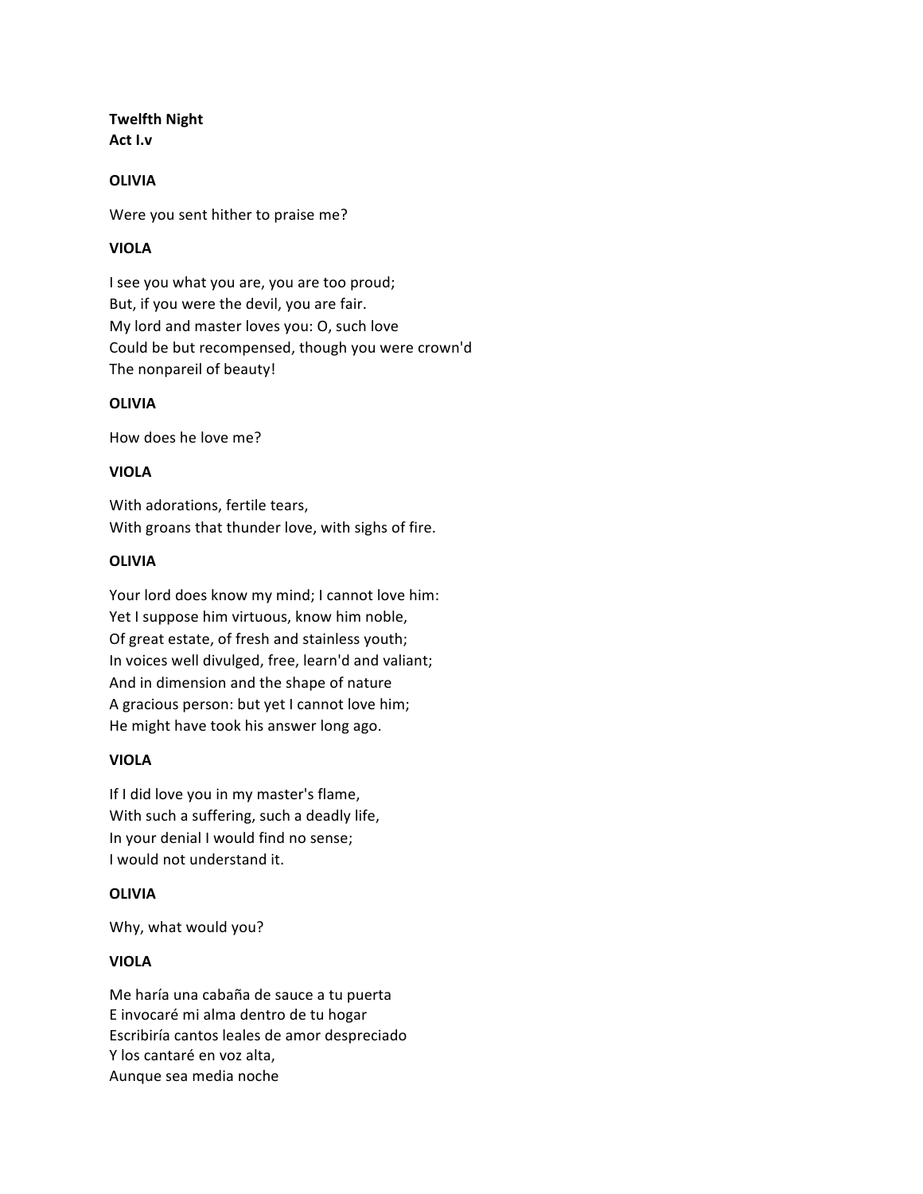**Twelfth Night**
**Act I.v**

**OLIVIA**

Were you sent hither to praise me?

**VIOLA**

I see you what you are, you are too proud;
But, if you were the devil, you are fair.
My lord and master loves you: O, such love
Could be but recompensed, though you were crown'd
The nonpareil of beauty!

**OLIVIA**

How does he love me?

**VIOLA**

With adorations, fertile tears,
With groans that thunder love, with sighs of fire.

**OLIVIA**

Your lord does know my mind; I cannot love him:
Yet I suppose him virtuous, know him noble,
Of great estate, of fresh and stainless youth;
In voices well divulged, free, learn'd and valiant;
And in dimension and the shape of nature
A gracious person: but yet I cannot love him;
He might have took his answer long ago.

**VIOLA**

If I did love you in my master's flame,
With such a suffering, such a deadly life,
In your denial I would find no sense;
I would not understand it.

**OLIVIA**

Why, what would you?

**VIOLA**

Me haría una cabaña de sauce a tu puerta
E invocaré mi alma dentro de tu hogar
Escribiría cantos leales de amor despreciado
Y los cantaré en voz alta,
Aunque sea media noche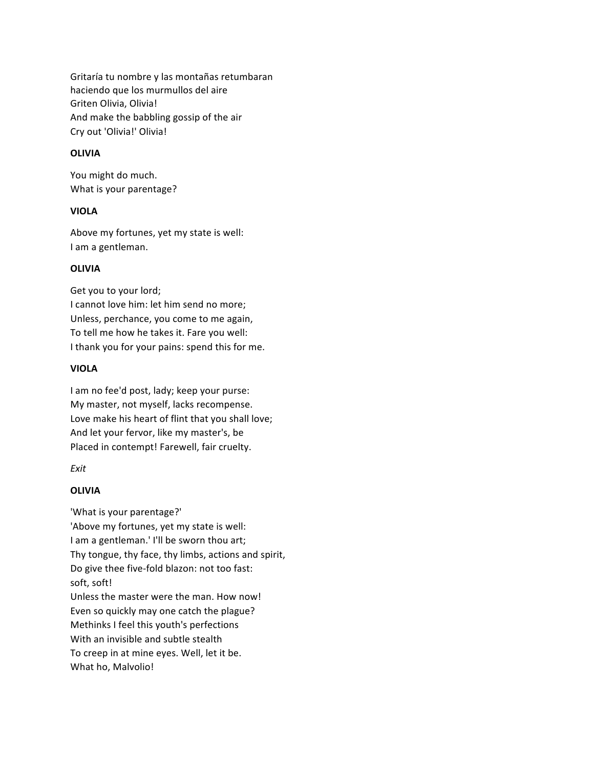Gritaría tu nombre y las montañas retumbaran
haciendo que los murmullos del aire
Griten Olivia, Olivia!
And make the babbling gossip of the air
Cry out 'Olivia!' Olivia!

**OLIVIA**

You might do much.
What is your parentage?

**VIOLA**

Above my fortunes, yet my state is well:
I am a gentleman.

**OLIVIA**

Get you to your lord;
I cannot love him: let him send no more;
Unless, perchance, you come to me again,
To tell me how he takes it. Fare you well:
I thank you for your pains: spend this for me.

**VIOLA**

I am no fee'd post, lady; keep your purse:
My master, not myself, lacks recompense.
Love make his heart of flint that you shall love;
And let your fervor, like my master's, be
Placed in contempt! Farewell, fair cruelty.

*Exit*

**OLIVIA**

'What is your parentage?'
'Above my fortunes, yet my state is well:
I am a gentleman.' I'll be sworn thou art;
Thy tongue, thy face, thy limbs, actions and spirit,
Do give thee five-fold blazon: not too fast:
soft, soft!
Unless the master were the man. How now!
Even so quickly may one catch the plague?
Methinks I feel this youth's perfections
With an invisible and subtle stealth
To creep in at mine eyes. Well, let it be.
What ho, Malvolio!